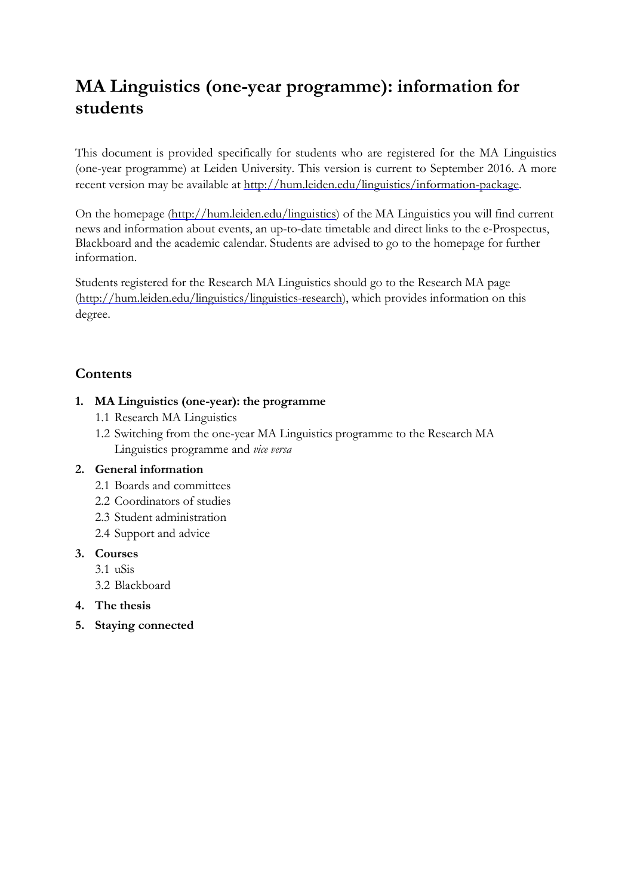# MA Linguistics (one-year programme): information for students

This document is provided specifically for students who are registered for the MA Linguistics (one-year programme) at Leiden University. This version is current to September 2016. A more recent version may be available at http://hum.leiden.edu/linguistics/information-package.

On the homepage (http://hum.leiden.edu/linguistics) of the MA Linguistics you will find current news and information about events, an up-to-date timetable and direct links to the e-Prospectus, Blackboard and the academic calendar. Students are advised to go to the homepage for further information.

Students registered for the Research MA Linguistics should go to the Research MA page (http://hum.leiden.edu/linguistics/linguistics-research), which provides information on this degree.

## Contents

1. **MA Linguistics (one-year): the programme**
   - 1.1 Research MA Linguistics
   - 1.2 Switching from the one-year MA Linguistics programme to the Research MA Linguistics programme and *vice versa*
2. **General information**
   - 2.1 Boards and committees
   - 2.2 Coordinators of studies
   - 2.3 Student administration
   - 2.4 Support and advice
3. **Courses**
   - 3.1 uSis
   - 3.2 Blackboard
4. **The thesis**
5. **Staying connected**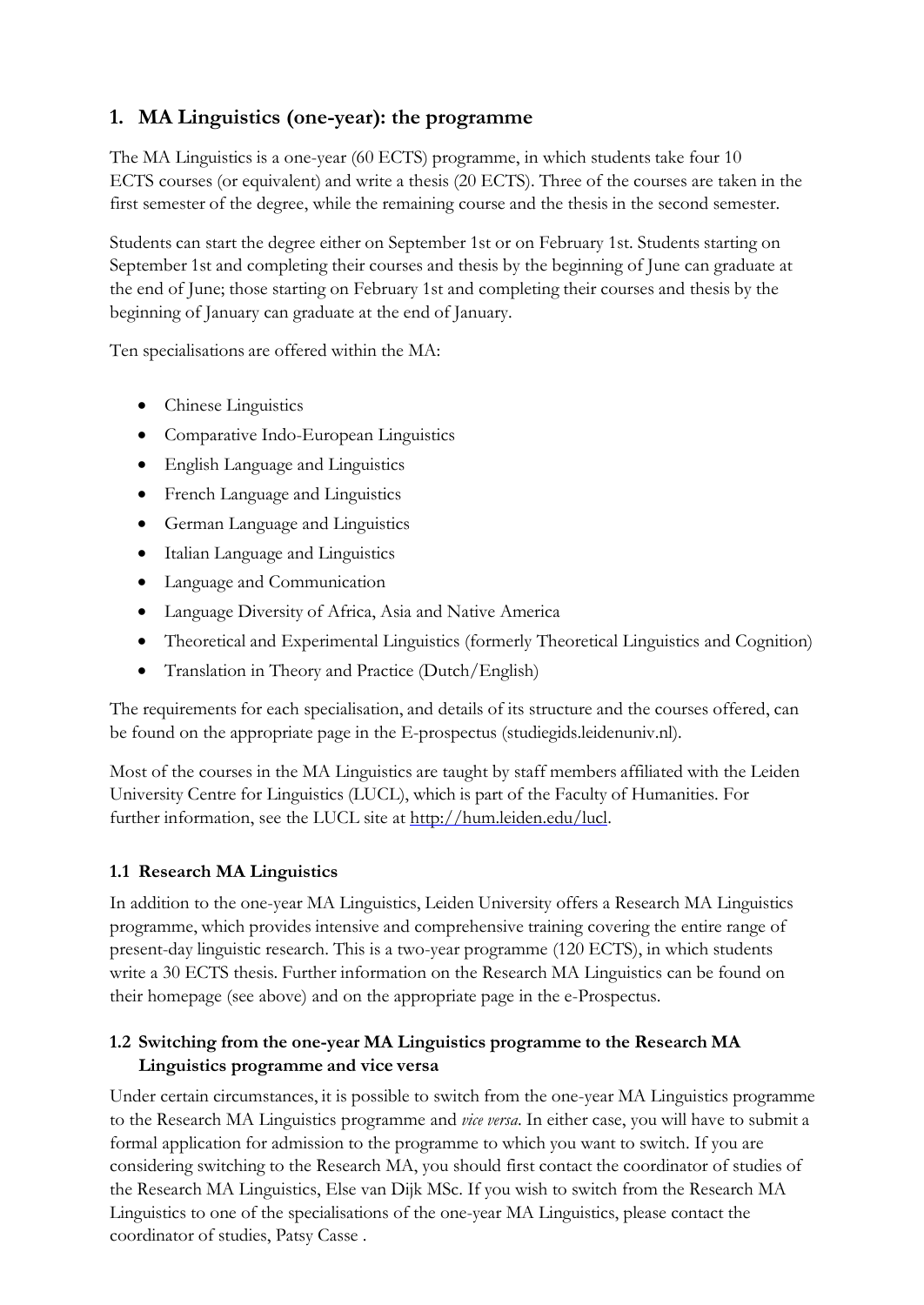# 1. MA Linguistics (one-year): the programme

The MA Linguistics is a one-year (60 ECTS) programme, in which students take four 10 ECTS courses (or equivalent) and write a thesis (20 ECTS). Three of the courses are taken in the first semester of the degree, while the remaining course and the thesis in the second semester.

Students can start the degree either on September 1st or on February 1st. Students starting on September 1st and completing their courses and thesis by the beginning of June can graduate at the end of June; those starting on February 1st and completing their courses and thesis by the beginning of January can graduate at the end of January.

Ten specialisations are offered within the MA:

- Chinese Linguistics
- Comparative Indo-European Linguistics
- English Language and Linguistics
- French Language and Linguistics
- German Language and Linguistics
- Italian Language and Linguistics
- Language and Communication
- Language Diversity of Africa, Asia and Native America
- Theoretical and Experimental Linguistics (formerly Theoretical Linguistics and Cognition)
- Translation in Theory and Practice (Dutch/English)

The requirements for each specialisation, and details of its structure and the courses offered, can be found on the appropriate page in the E-prospectus (studiegids.leidenuniv.nl).

Most of the courses in the MA Linguistics are taught by staff members affiliated with the Leiden University Centre for Linguistics (LUCL), which is part of the Faculty of Humanities. For further information, see the LUCL site at http://hum.leiden.edu/lucl.

## 1.1 Research MA Linguistics

In addition to the one-year MA Linguistics, Leiden University offers a Research MA Linguistics programme, which provides intensive and comprehensive training covering the entire range of present-day linguistic research. This is a two-year programme (120 ECTS), in which students write a 30 ECTS thesis. Further information on the Research MA Linguistics can be found on their homepage (see above) and on the appropriate page in the e-Prospectus.

## 1.2 Switching from the one-year MA Linguistics programme to the Research MA Linguistics programme and vice versa

Under certain circumstances, it is possible to switch from the one-year MA Linguistics programme to the Research MA Linguistics programme and *vice versa*. In either case, you will have to submit a formal application for admission to the programme to which you want to switch. If you are considering switching to the Research MA, you should first contact the coordinator of studies of the Research MA Linguistics, Else van Dijk MSc. If you wish to switch from the Research MA Linguistics to one of the specialisations of the one-year MA Linguistics, please contact the coordinator of studies, Patsy Casse .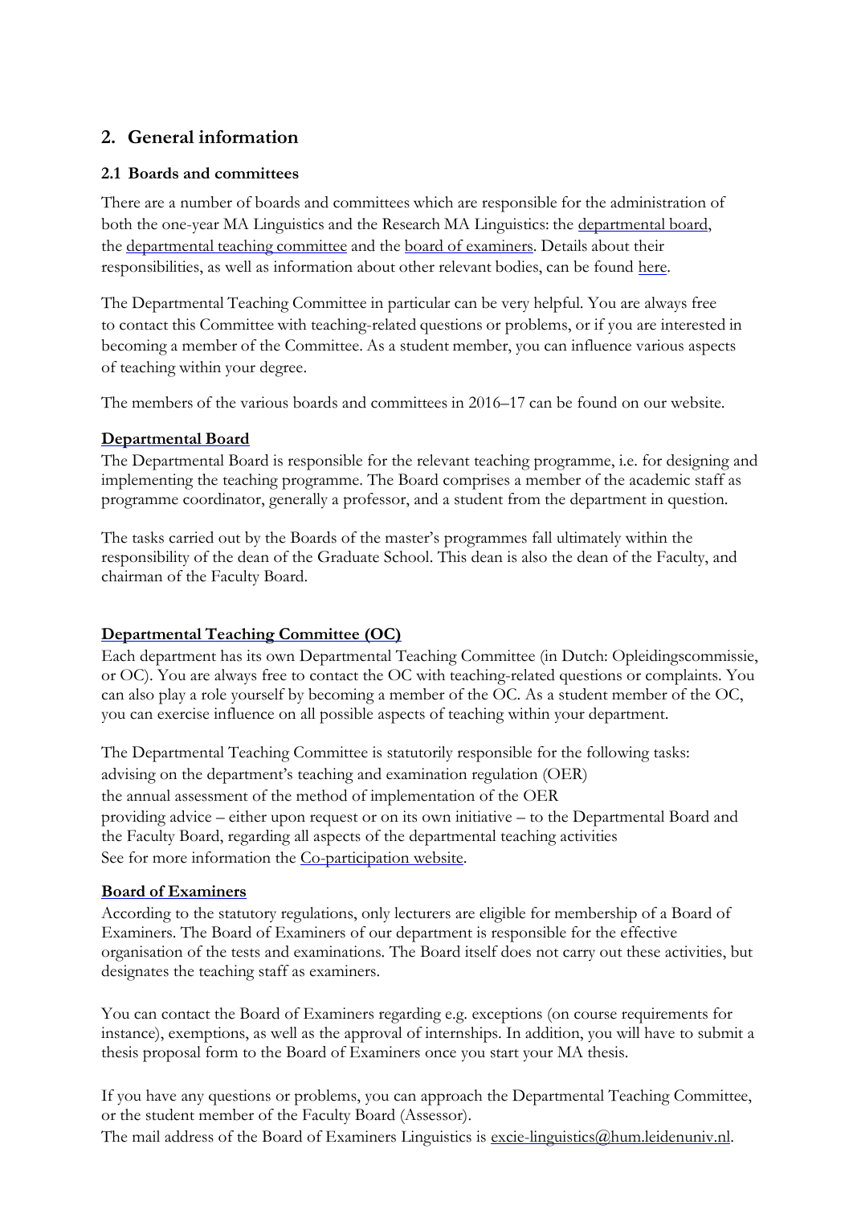## 2. General information

### 2.1 Boards and committees

There are a number of boards and committees which are responsible for the administration of both the one-year MA Linguistics and the Research MA Linguistics: the departmental board, the departmental teaching committee and the board of examiners. Details about their responsibilities, as well as information about other relevant bodies, can be found here.

The Departmental Teaching Committee in particular can be very helpful. You are always free to contact this Committee with teaching-related questions or problems, or if you are interested in becoming a member of the Committee. As a student member, you can influence various aspects of teaching within your degree.

The members of the various boards and committees in 2016–17 can be found on our website.

**Departmental Board**

The Departmental Board is responsible for the relevant teaching programme, i.e. for designing and implementing the teaching programme. The Board comprises a member of the academic staff as programme coordinator, generally a professor, and a student from the department in question.

The tasks carried out by the Boards of the master's programmes fall ultimately within the responsibility of the dean of the Graduate School. This dean is also the dean of the Faculty, and chairman of the Faculty Board.

**Departmental Teaching Committee (OC)**

Each department has its own Departmental Teaching Committee (in Dutch: Opleidingscommissie, or OC). You are always free to contact the OC with teaching-related questions or complaints. You can also play a role yourself by becoming a member of the OC. As a student member of the OC, you can exercise influence on all possible aspects of teaching within your department.

The Departmental Teaching Committee is statutorily responsible for the following tasks:
advising on the department's teaching and examination regulation (OER)
the annual assessment of the method of implementation of the OER
providing advice – either upon request or on its own initiative – to the Departmental Board and the Faculty Board, regarding all aspects of the departmental teaching activities
See for more information the Co-participation website.

**Board of Examiners**

According to the statutory regulations, only lecturers are eligible for membership of a Board of Examiners. The Board of Examiners of our department is responsible for the effective organisation of the tests and examinations. The Board itself does not carry out these activities, but designates the teaching staff as examiners.

You can contact the Board of Examiners regarding e.g. exceptions (on course requirements for instance), exemptions, as well as the approval of internships. In addition, you will have to submit a thesis proposal form to the Board of Examiners once you start your MA thesis.

If you have any questions or problems, you can approach the Departmental Teaching Committee, or the student member of the Faculty Board (Assessor).
The mail address of the Board of Examiners Linguistics is excie-linguistics@hum.leidenuniv.nl.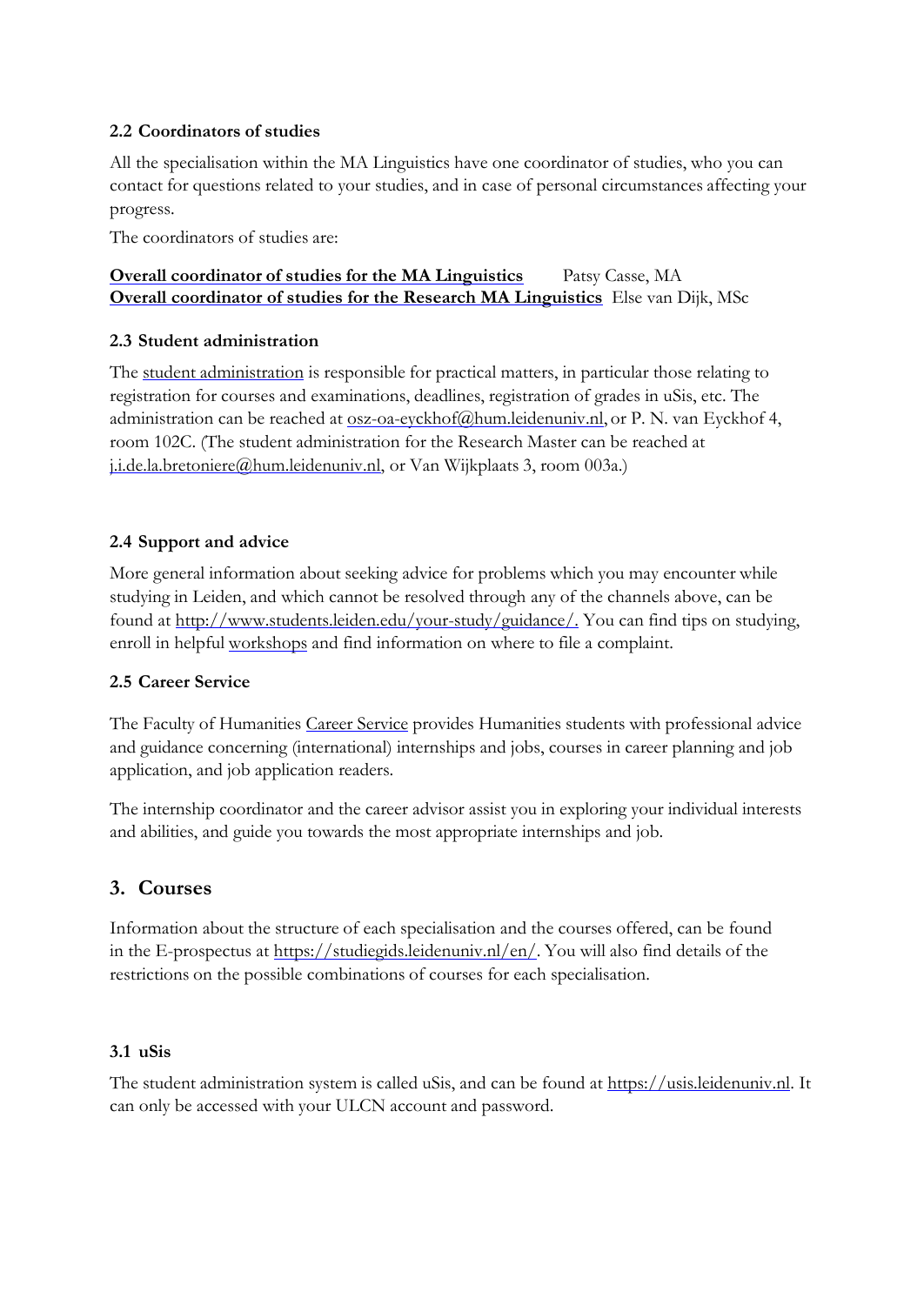### 2.2 Coordinators of studies

All the specialisation within the MA Linguistics have one coordinator of studies, who you can contact for questions related to your studies, and in case of personal circumstances affecting your progress.

The coordinators of studies are:

**Overall coordinator of studies for the MA Linguistics** Patsy Casse, MA
**Overall coordinator of studies for the Research MA Linguistics** Else van Dijk, MSc

### 2.3 Student administration

The student administration is responsible for practical matters, in particular those relating to registration for courses and examinations, deadlines, registration of grades in uSis, etc. The administration can be reached at osz-oa-eyckhof@hum.leidenuniv.nl, or P. N. van Eyckhof 4, room 102C. (The student administration for the Research Master can be reached at j.i.de.la.bretoniere@hum.leidenuniv.nl, or Van Wijkplaats 3, room 003a.)

### 2.4 Support and advice

More general information about seeking advice for problems which you may encounter while studying in Leiden, and which cannot be resolved through any of the channels above, can be found at http://www.students.leiden.edu/your-study/guidance/. You can find tips on studying, enroll in helpful workshops and find information on where to file a complaint.

### 2.5 Career Service

The Faculty of Humanities Career Service provides Humanities students with professional advice and guidance concerning (international) internships and jobs, courses in career planning and job application, and job application readers.

The internship coordinator and the career advisor assist you in exploring your individual interests and abilities, and guide you towards the most appropriate internships and job.

## 3. Courses

Information about the structure of each specialisation and the courses offered, can be found in the E-prospectus at https://studiegids.leidenuniv.nl/en/. You will also find details of the restrictions on the possible combinations of courses for each specialisation.

### 3.1 uSis

The student administration system is called uSis, and can be found at https://usis.leidenuniv.nl. It can only be accessed with your ULCN account and password.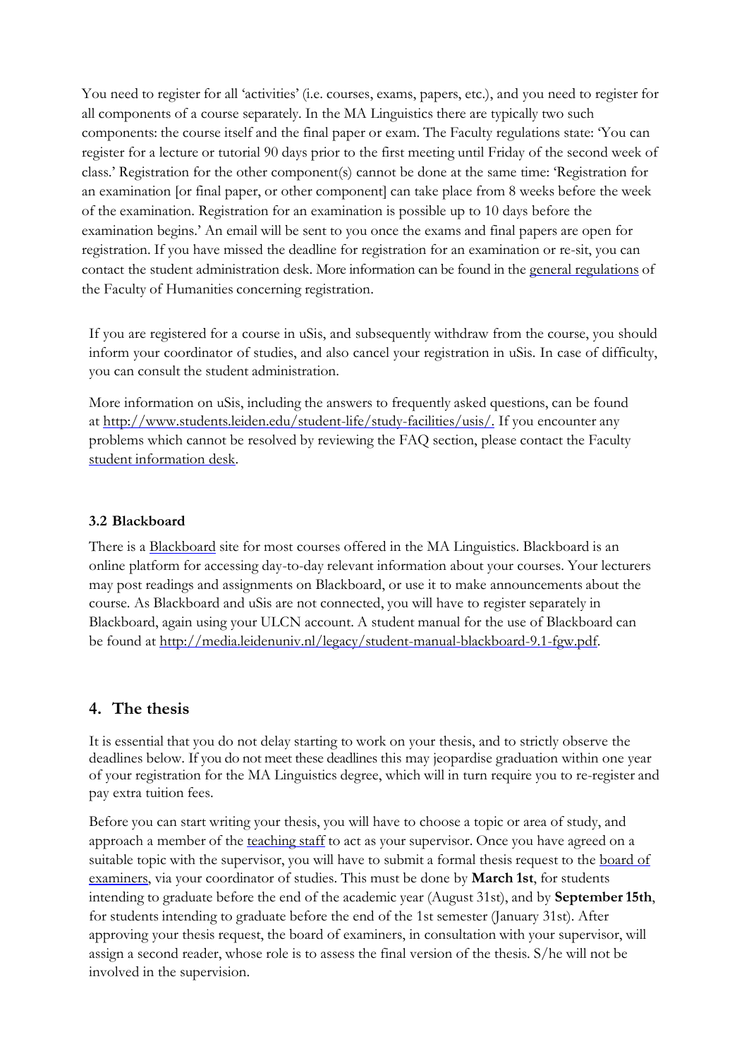You need to register for all 'activities' (i.e. courses, exams, papers, etc.), and you need to register for all components of a course separately. In the MA Linguistics there are typically two such components: the course itself and the final paper or exam. The Faculty regulations state: 'You can register for a lecture or tutorial 90 days prior to the first meeting until Friday of the second week of class.' Registration for the other component(s) cannot be done at the same time: 'Registration for an examination [or final paper, or other component] can take place from 8 weeks before the week of the examination. Registration for an examination is possible up to 10 days before the examination begins.' An email will be sent to you once the exams and final papers are open for registration. If you have missed the deadline for registration for an examination or re-sit, you can contact the student administration desk. More information can be found in the general regulations of the Faculty of Humanities concerning registration.

If you are registered for a course in uSis, and subsequently withdraw from the course, you should inform your coordinator of studies, and also cancel your registration in uSis. In case of difficulty, you can consult the student administration.

More information on uSis, including the answers to frequently asked questions, can be found at http://www.students.leiden.edu/student-life/study-facilities/usis/. If you encounter any problems which cannot be resolved by reviewing the FAQ section, please contact the Faculty student information desk.

### 3.2 Blackboard

There is a Blackboard site for most courses offered in the MA Linguistics. Blackboard is an online platform for accessing day-to-day relevant information about your courses. Your lecturers may post readings and assignments on Blackboard, or use it to make announcements about the course. As Blackboard and uSis are not connected, you will have to register separately in Blackboard, again using your ULCN account. A student manual for the use of Blackboard can be found at http://media.leidenuniv.nl/legacy/student-manual-blackboard-9.1-fgw.pdf.

## 4. The thesis

It is essential that you do not delay starting to work on your thesis, and to strictly observe the deadlines below. If you do not meet these deadlines this may jeopardise graduation within one year of your registration for the MA Linguistics degree, which will in turn require you to re-register and pay extra tuition fees.

Before you can start writing your thesis, you will have to choose a topic or area of study, and approach a member of the teaching staff to act as your supervisor. Once you have agreed on a suitable topic with the supervisor, you will have to submit a formal thesis request to the board of examiners, via your coordinator of studies. This must be done by **March 1st**, for students intending to graduate before the end of the academic year (August 31st), and by **September 15th**, for students intending to graduate before the end of the 1st semester (January 31st). After approving your thesis request, the board of examiners, in consultation with your supervisor, will assign a second reader, whose role is to assess the final version of the thesis. S/he will not be involved in the supervision.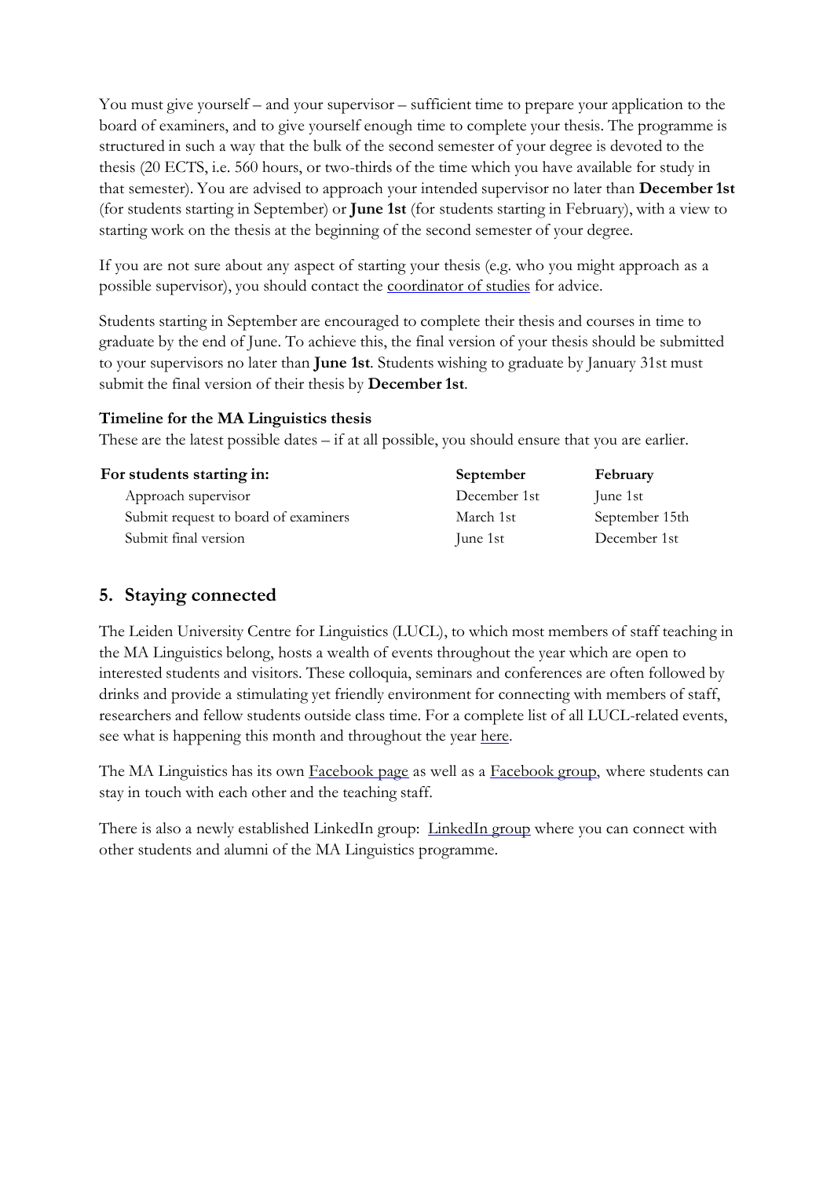You must give yourself – and your supervisor – sufficient time to prepare your application to the board of examiners, and to give yourself enough time to complete your thesis. The programme is structured in such a way that the bulk of the second semester of your degree is devoted to the thesis (20 ECTS, i.e. 560 hours, or two-thirds of the time which you have available for study in that semester). You are advised to approach your intended supervisor no later than **December 1st** (for students starting in September) or **June 1st** (for students starting in February), with a view to starting work on the thesis at the beginning of the second semester of your degree.

If you are not sure about any aspect of starting your thesis (e.g. who you might approach as a possible supervisor), you should contact the coordinator of studies for advice.

Students starting in September are encouraged to complete their thesis and courses in time to graduate by the end of June. To achieve this, the final version of your thesis should be submitted to your supervisors no later than **June 1st**. Students wishing to graduate by January 31st must submit the final version of their thesis by **December 1st**.

**Timeline for the MA Linguistics thesis**
These are the latest possible dates – if at all possible, you should ensure that you are earlier.

| **For students starting in:** | **September** | **February** |
|---|---|---|
| Approach supervisor | December 1st | June 1st |
| Submit request to board of examiners | March 1st | September 15th |
| Submit final version | June 1st | December 1st |

## 5. Staying connected

The Leiden University Centre for Linguistics (LUCL), to which most members of staff teaching in the MA Linguistics belong, hosts a wealth of events throughout the year which are open to interested students and visitors. These colloquia, seminars and conferences are often followed by drinks and provide a stimulating yet friendly environment for connecting with members of staff, researchers and fellow students outside class time. For a complete list of all LUCL-related events, see what is happening this month and throughout the year here.

The MA Linguistics has its own Facebook page as well as a Facebook group, where students can stay in touch with each other and the teaching staff.

There is also a newly established LinkedIn group: LinkedIn group where you can connect with other students and alumni of the MA Linguistics programme.